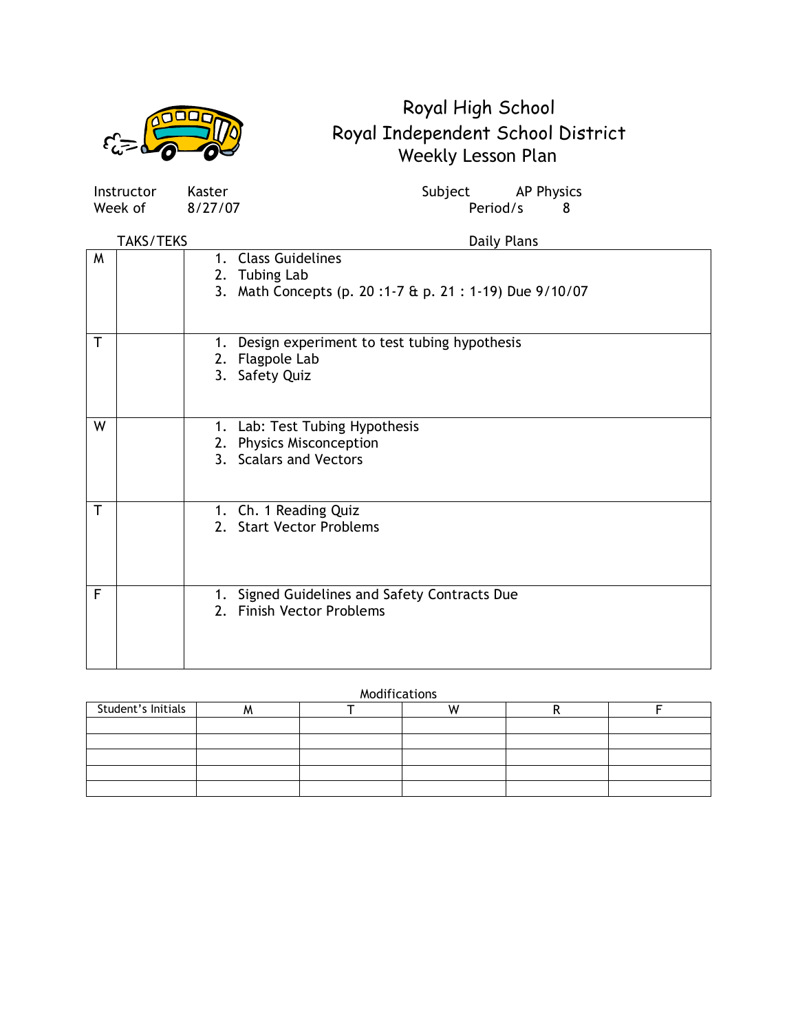# Royal High School
## Royal Independent School District
### Weekly Lesson Plan

Instructor Kaster | Subject AP Physics
Week of 8/27/07 | Period/s 8

| | TAKS/TEKS | Daily Plans |
|---|---|---|
| M | | 1. Class Guidelines<br>2. Tubing Lab<br>3. Math Concepts (p. 20 :1-7 & p. 21 : 1-19) Due 9/10/07 |
| T | | 1. Design experiment to test tubing hypothesis<br>2. Flagpole Lab<br>3. Safety Quiz |
| W | | 1. Lab: Test Tubing Hypothesis<br>2. Physics Misconception<br>3. Scalars and Vectors |
| T | | 1. Ch. 1 Reading Quiz<br>2. Start Vector Problems |
| F | | 1. Signed Guidelines and Safety Contracts Due<br>2. Finish Vector Problems |

Modifications

| Student's Initials | M | T | W | R | F |
|---|---|---|---|---|---|
| | | | | | |
| | | | | | |
| | | | | | |
| | | | | | |
| | | | | | |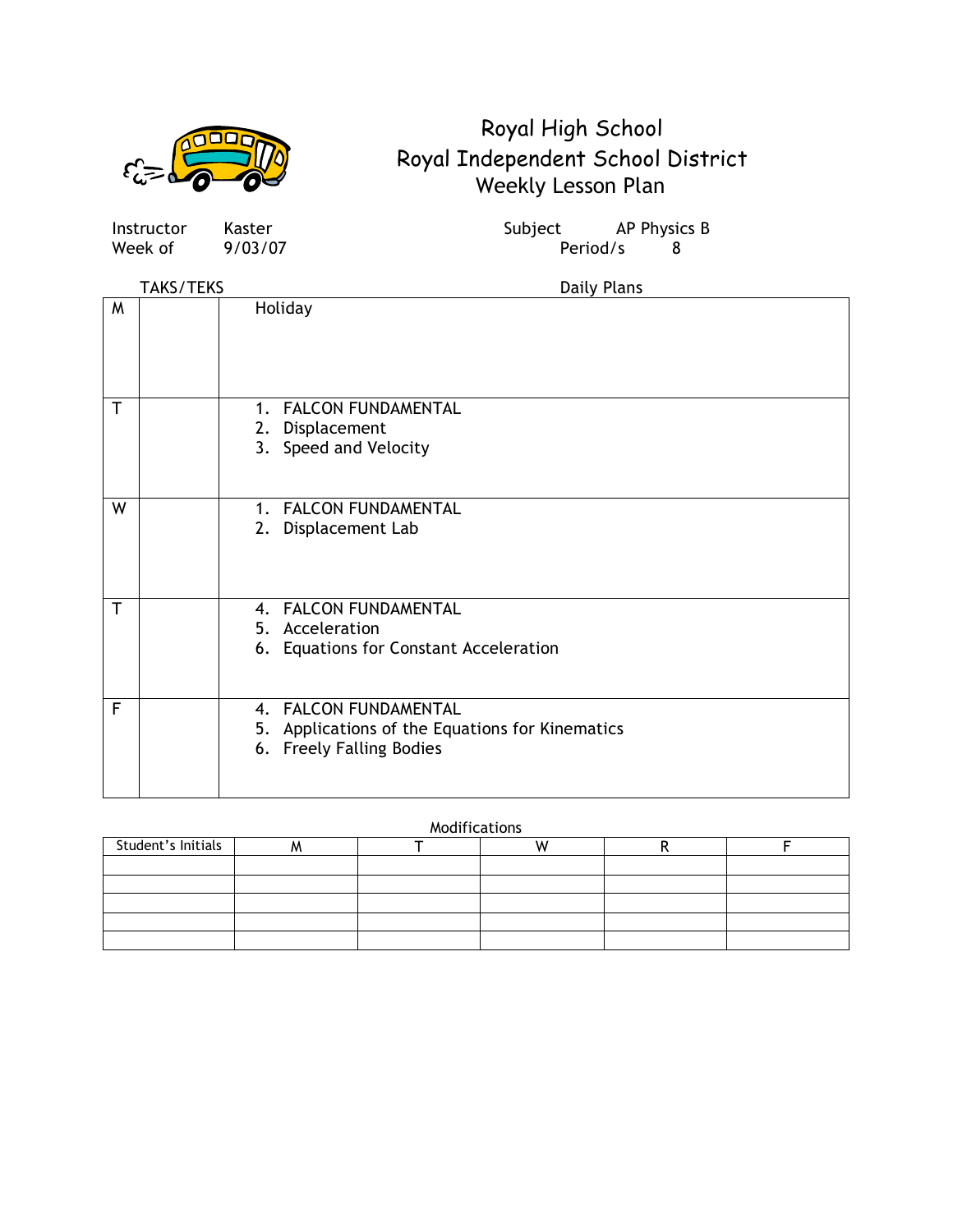# Royal High School
## Royal Independent School District
### Weekly Lesson Plan

Instructor Kaster | Subject AP Physics B
Week of 9/03/07 | Period/s 8

| | TAKS/TEKS | Daily Plans |
|---|---|---|
| M | | Holiday |
| T | | 1. FALCON FUNDAMENTAL<br>2. Displacement<br>3. Speed and Velocity |
| W | | 1. FALCON FUNDAMENTAL<br>2. Displacement Lab |
| T | | 4. FALCON FUNDAMENTAL<br>5. Acceleration<br>6. Equations for Constant Acceleration |
| F | | 4. FALCON FUNDAMENTAL<br>5. Applications of the Equations for Kinematics<br>6. Freely Falling Bodies |

Modifications

| Student's Initials | M | T | W | R | F |
|---|---|---|---|---|---|
| | | | | | |
| | | | | | |
| | | | | | |
| | | | | | |
| | | | | | |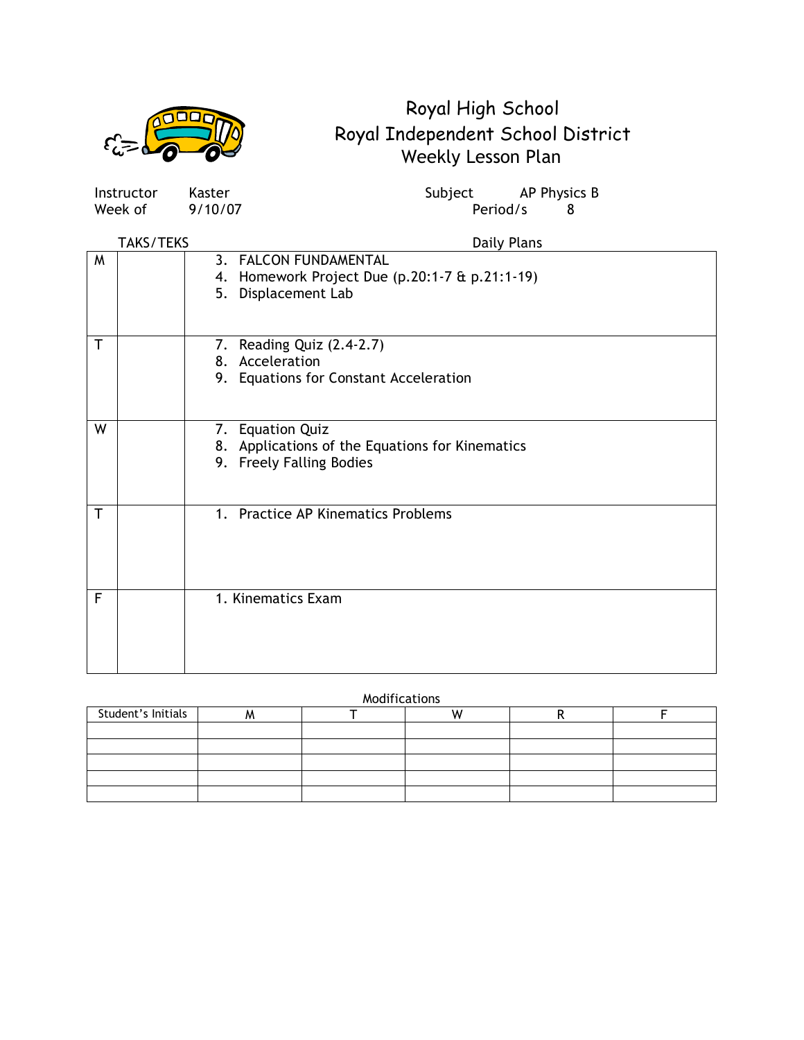# Royal High School
## Royal Independent School District
## Weekly Lesson Plan

Instructor Kaster
Week of 9/10/07

Subject AP Physics B
Period/s 8

| | TAKS/TEKS | Daily Plans |
|---|---|---|
| M | | 3. FALCON FUNDAMENTAL<br>4. Homework Project Due (p.20:1-7 & p.21:1-19)<br>5. Displacement Lab |
| T | | 7. Reading Quiz (2.4-2.7)<br>8. Acceleration<br>9. Equations for Constant Acceleration |
| W | | 7. Equation Quiz<br>8. Applications of the Equations for Kinematics<br>9. Freely Falling Bodies |
| T | | 1. Practice AP Kinematics Problems |
| F | | 1. Kinematics Exam |

Modifications

| Student's Initials | M | T | W | R | F |
|---|---|---|---|---|---|
| | | | | | |
| | | | | | |
| | | | | | |
| | | | | | |
| | | | | | |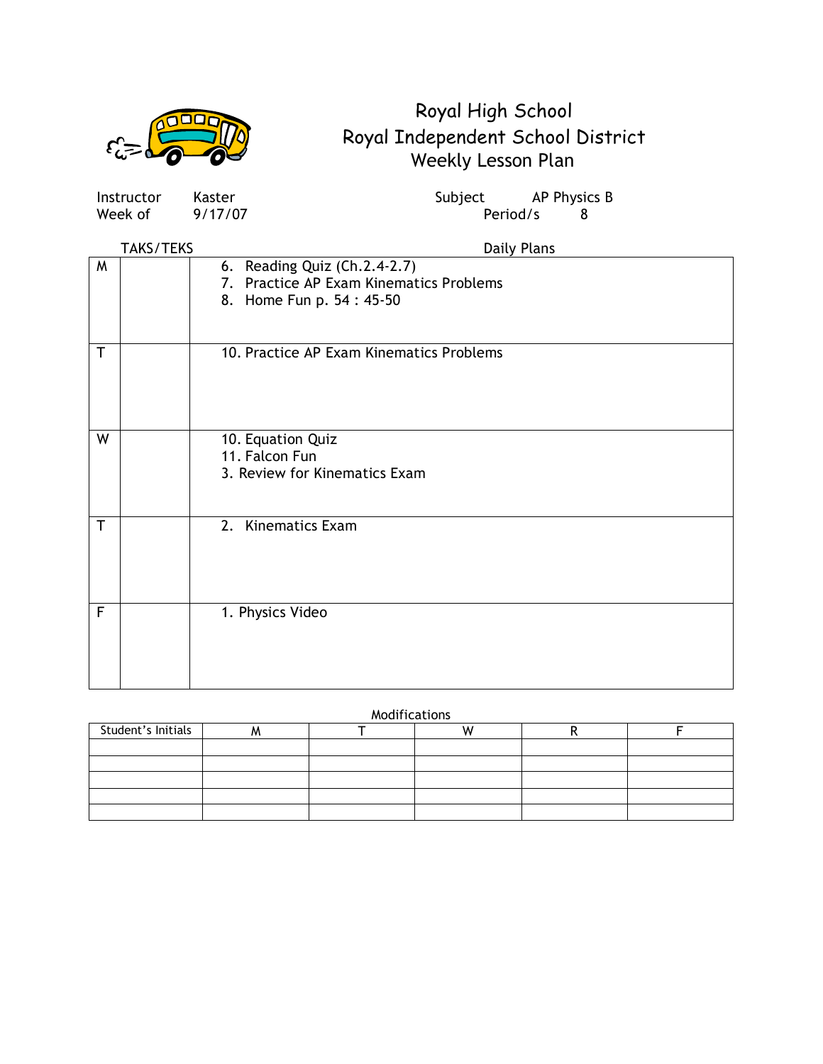# Royal High School
## Royal Independent School District
## Weekly Lesson Plan

| | | | |
|---|---|---|---|
| Instructor | Kaster | Subject | AP Physics B |
| Week of | 9/17/07 | Period/s | 8 |

| | TAKS/TEKS | Daily Plans |
|---|---|---|
| M | | 6. Reading Quiz (Ch.2.4-2.7)<br>7. Practice AP Exam Kinematics Problems<br>8. Home Fun p. 54 : 45-50 |
| T | | 10. Practice AP Exam Kinematics Problems |
| W | | 10. Equation Quiz<br>11. Falcon Fun<br>3. Review for Kinematics Exam |
| T | | 2. Kinematics Exam |
| F | | 1. Physics Video |

Modifications

| Student's Initials | M | T | W | R | F |
|---|---|---|---|---|---|
| | | | | | |
| | | | | | |
| | | | | | |
| | | | | | |
| | | | | | |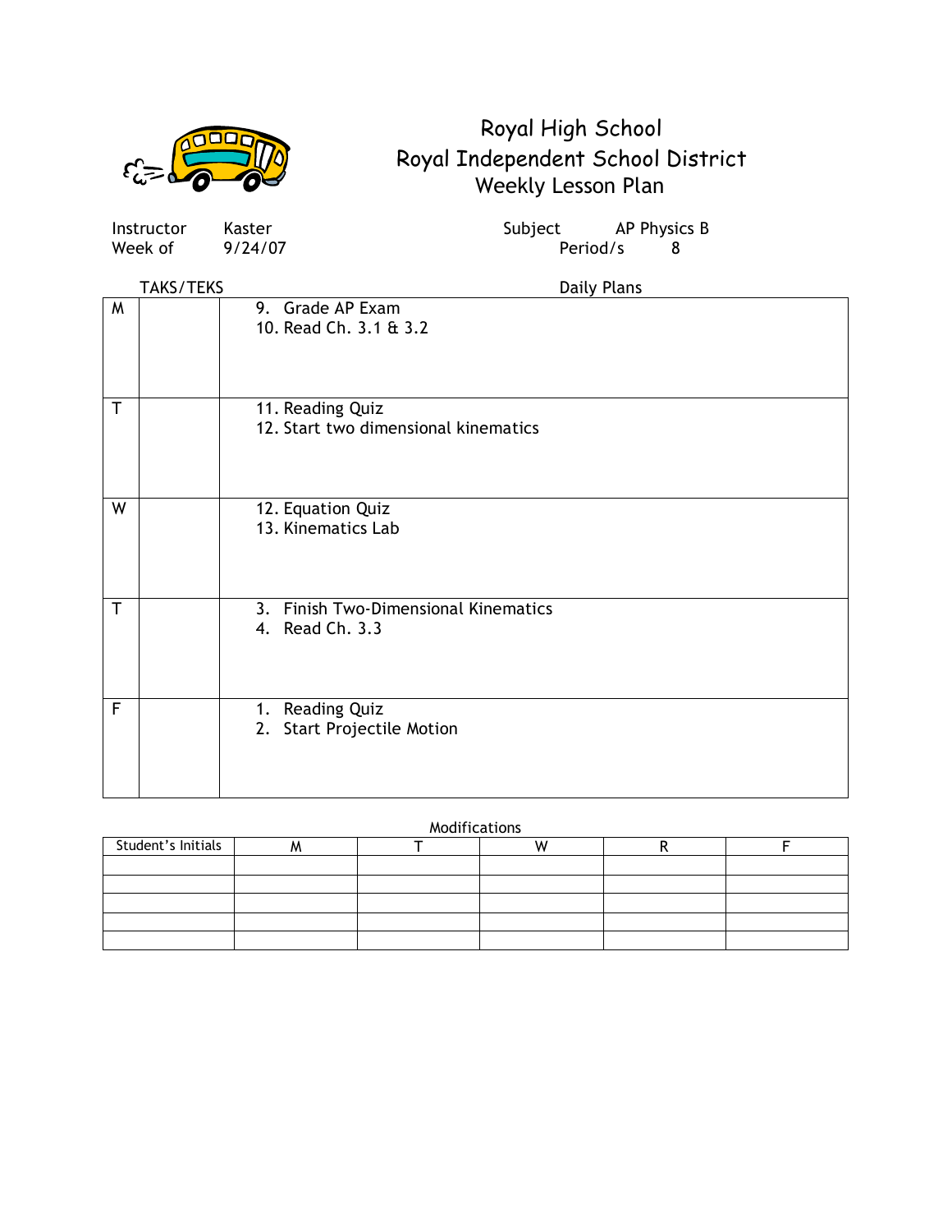# Royal High School
## Royal Independent School District
### Weekly Lesson Plan

Instructor Kaster
Week of 9/24/07

Subject AP Physics B
Period/s 8

| | TAKS/TEKS | Daily Plans |
|---|---|---|
| M | | 9. Grade AP Exam<br>10. Read Ch. 3.1 & 3.2 |
| T | | 11. Reading Quiz<br>12. Start two dimensional kinematics |
| W | | 12. Equation Quiz<br>13. Kinematics Lab |
| T | | 3. Finish Two-Dimensional Kinematics<br>4. Read Ch. 3.3 |
| F | | 1. Reading Quiz<br>2. Start Projectile Motion |

Modifications

| Student's Initials | M | T | W | R | F |
|---|---|---|---|---|---|
| | | | | | |
| | | | | | |
| | | | | | |
| | | | | | |
| | | | | | |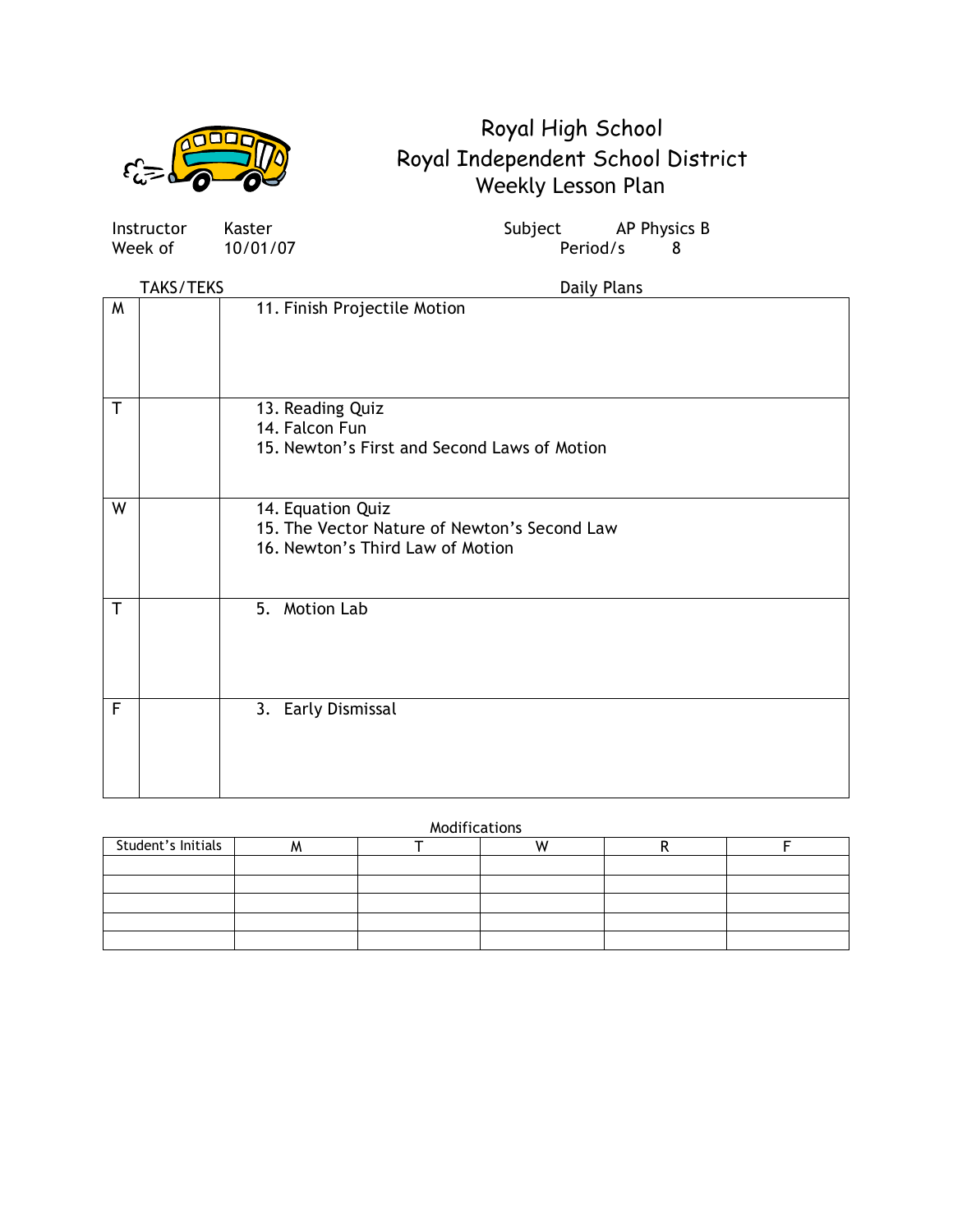# Royal High School
## Royal Independent School District
### Weekly Lesson Plan

Instructor Kaster　　　　Subject AP Physics B
Week of 10/01/07　　　　Period/s 8

| | TAKS/TEKS | Daily Plans |
|---|---|---|
| M | | 11. Finish Projectile Motion |
| T | | 13. Reading Quiz<br>14. Falcon Fun<br>15. Newton's First and Second Laws of Motion |
| W | | 14. Equation Quiz<br>15. The Vector Nature of Newton's Second Law<br>16. Newton's Third Law of Motion |
| T | | 5. Motion Lab |
| F | | 3. Early Dismissal |

Modifications

| Student's Initials | M | T | W | R | F |
|---|---|---|---|---|---|
| | | | | | |
| | | | | | |
| | | | | | |
| | | | | | |
| | | | | | |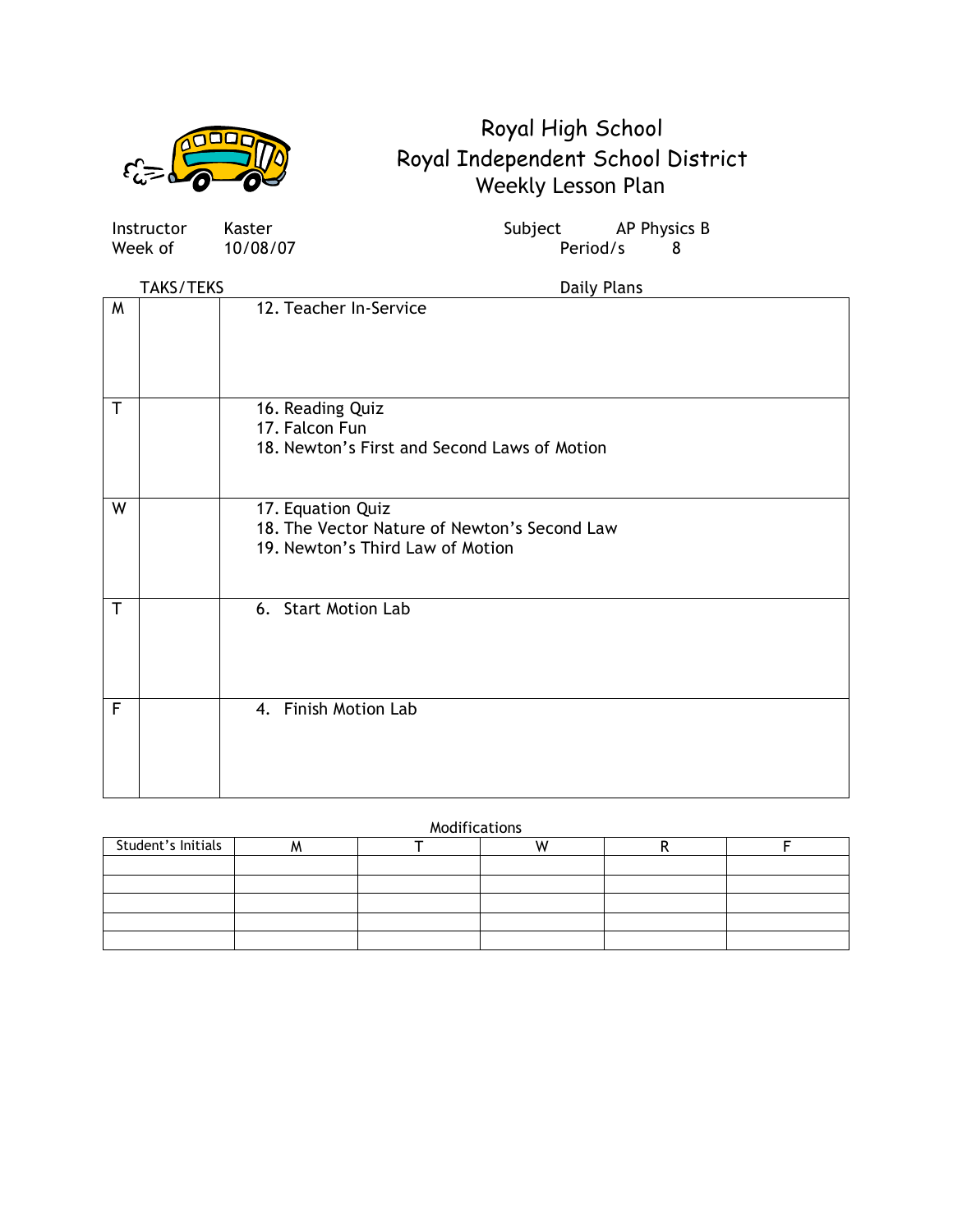# Royal High School
## Royal Independent School District
### Weekly Lesson Plan

Instructor Kaster
Week of 10/08/07

Subject AP Physics B
Period/s 8

| | TAKS/TEKS | Daily Plans |
|---|---|---|
| M | | 12. Teacher In-Service |
| T | | 16. Reading Quiz<br>17. Falcon Fun<br>18. Newton's First and Second Laws of Motion |
| W | | 17. Equation Quiz<br>18. The Vector Nature of Newton's Second Law<br>19. Newton's Third Law of Motion |
| T | | 6. Start Motion Lab |
| F | | 4. Finish Motion Lab |

Modifications

| Student's Initials | M | T | W | R | F |
|---|---|---|---|---|---|
| | | | | | |
| | | | | | |
| | | | | | |
| | | | | | |
| | | | | | |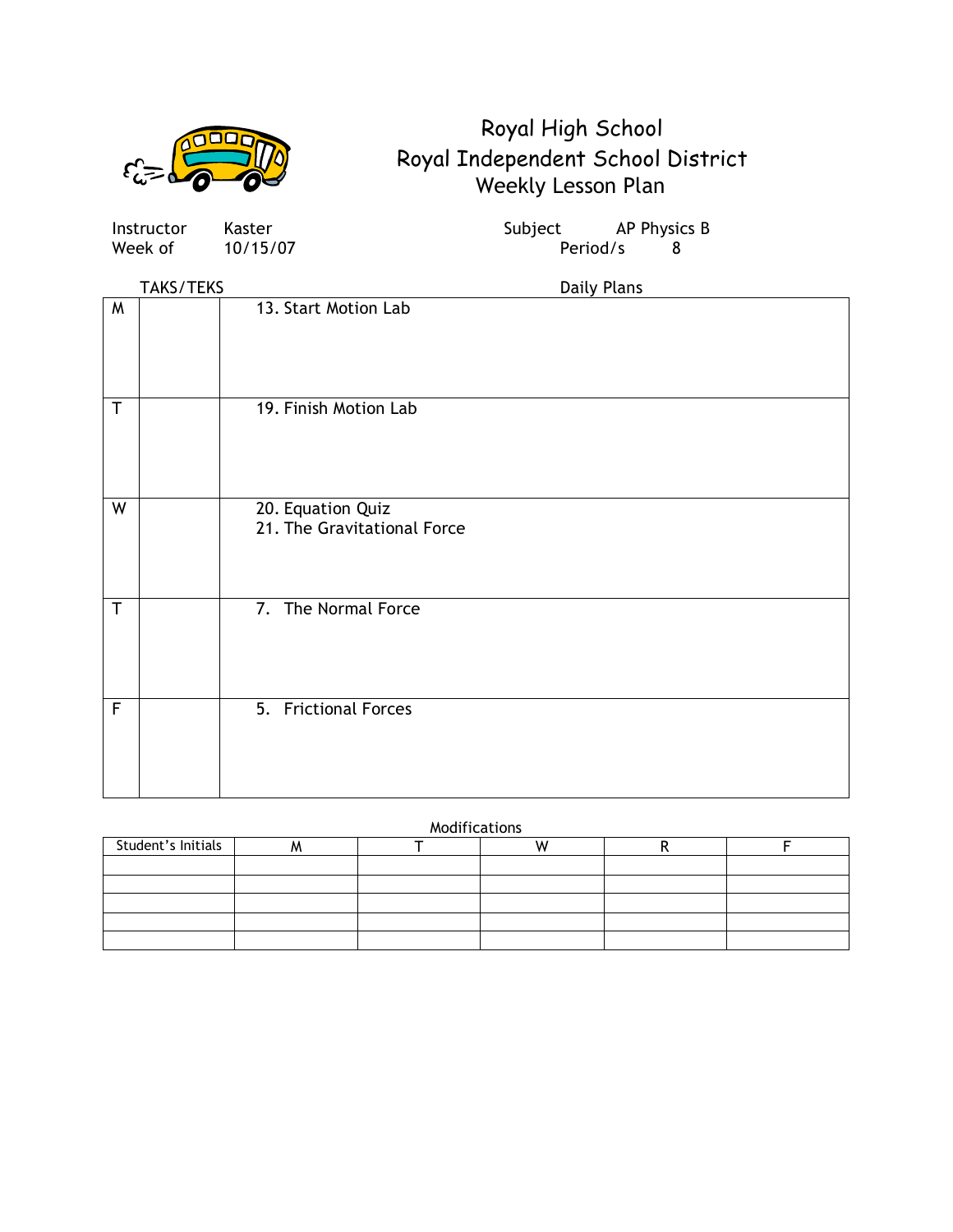# Royal High School
## Royal Independent School District
### Weekly Lesson Plan

Instructor Kaster
Week of 10/15/07

Subject AP Physics B
Period/s 8

| | TAKS/TEKS | Daily Plans |
|---|---|---|
| M | | 13. Start Motion Lab |
| T | | 19. Finish Motion Lab |
| W | | 20. Equation Quiz<br>21. The Gravitational Force |
| T | | 7. The Normal Force |
| F | | 5. Frictional Forces |

Modifications

| Student's Initials | M | T | W | R | F |
|---|---|---|---|---|---|
| | | | | | |
| | | | | | |
| | | | | | |
| | | | | | |
| | | | | | |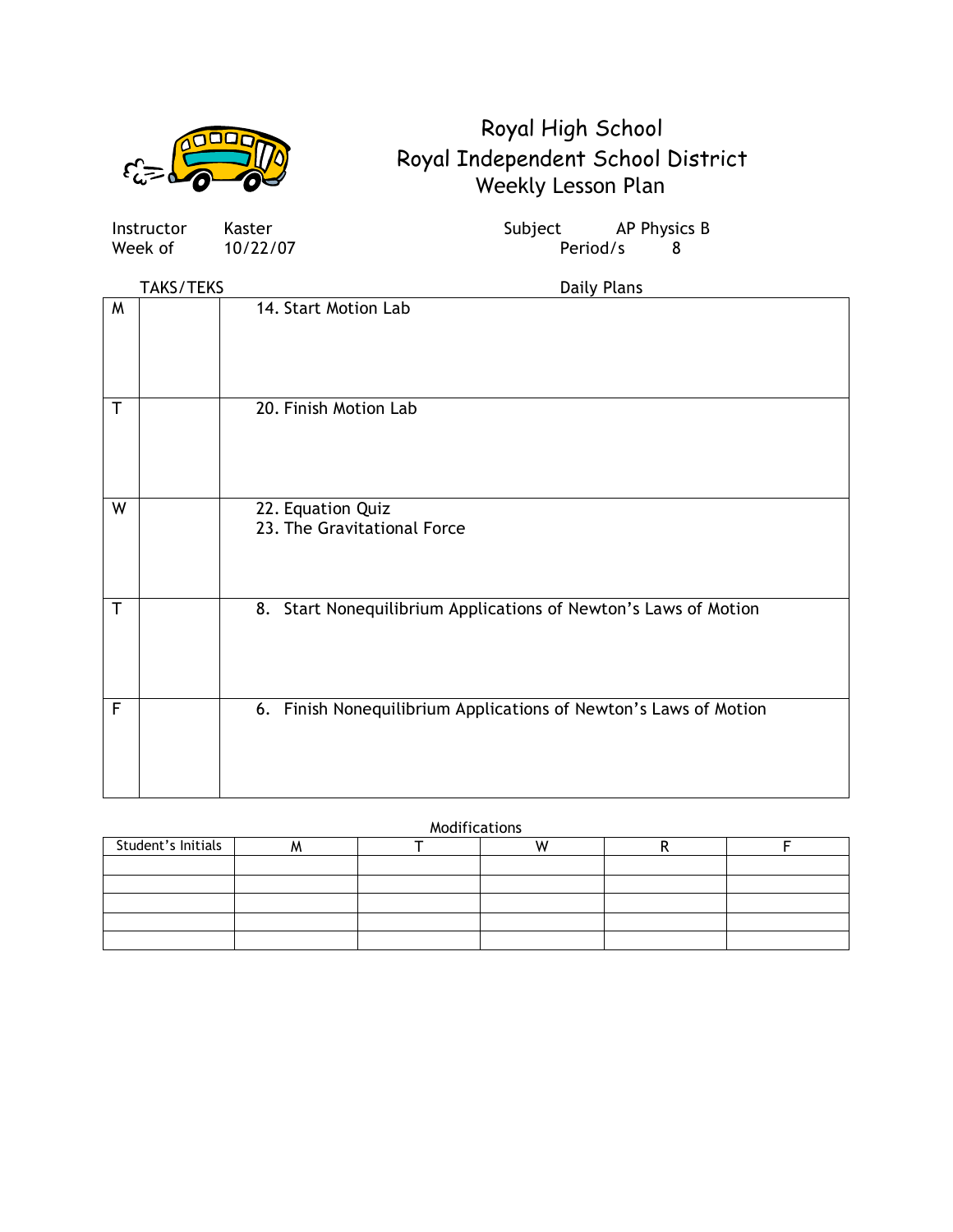# Royal High School
## Royal Independent School District
### Weekly Lesson Plan

Instructor Kaster
Week of 10/22/07

Subject AP Physics B
Period/s 8

| | TAKS/TEKS | Daily Plans |
|---|---|---|
| M | | 14. Start Motion Lab |
| T | | 20. Finish Motion Lab |
| W | | 22. Equation Quiz<br>23. The Gravitational Force |
| T | | 8. Start Nonequilibrium Applications of Newton's Laws of Motion |
| F | | 6. Finish Nonequilibrium Applications of Newton's Laws of Motion |

Modifications

| Student's Initials | M | T | W | R | F |
|---|---|---|---|---|---|
| | | | | | |
| | | | | | |
| | | | | | |
| | | | | | |
| | | | | | |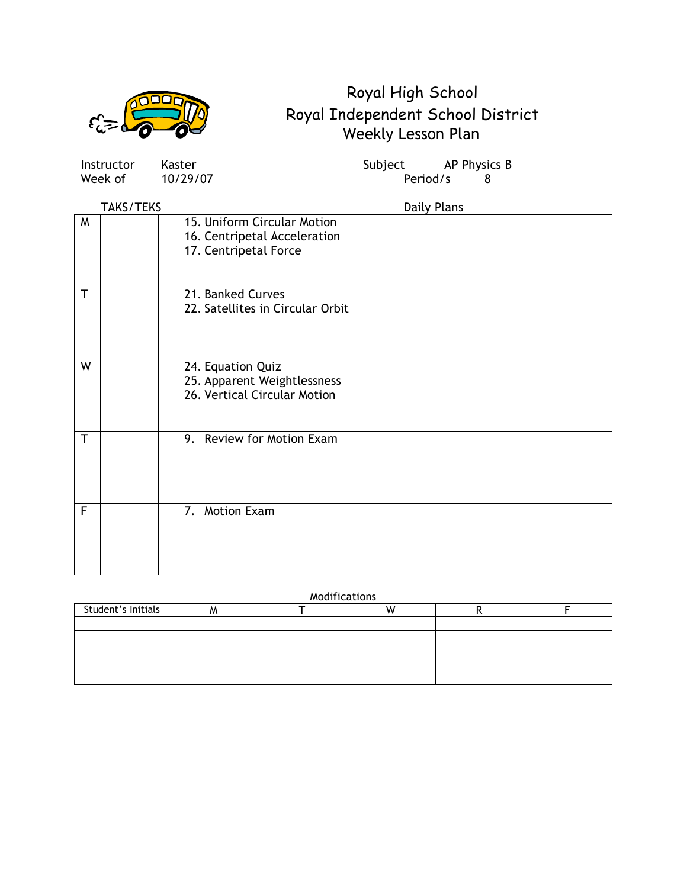# Royal High School
## Royal Independent School District
### Weekly Lesson Plan

Instructor Kaster  Subject AP Physics B
Week of 10/29/07  Period/s 8

| | TAKS/TEKS | Daily Plans |
|---|---|---|
| M | | 15. Uniform Circular Motion<br>16. Centripetal Acceleration<br>17. Centripetal Force |
| T | | 21. Banked Curves<br>22. Satellites in Circular Orbit |
| W | | 24. Equation Quiz<br>25. Apparent Weightlessness<br>26. Vertical Circular Motion |
| T | | 9. Review for Motion Exam |
| F | | 7. Motion Exam |

Modifications

| Student's Initials | M | T | W | R | F |
|---|---|---|---|---|---|
| | | | | | |
| | | | | | |
| | | | | | |
| | | | | | |
| | | | | | |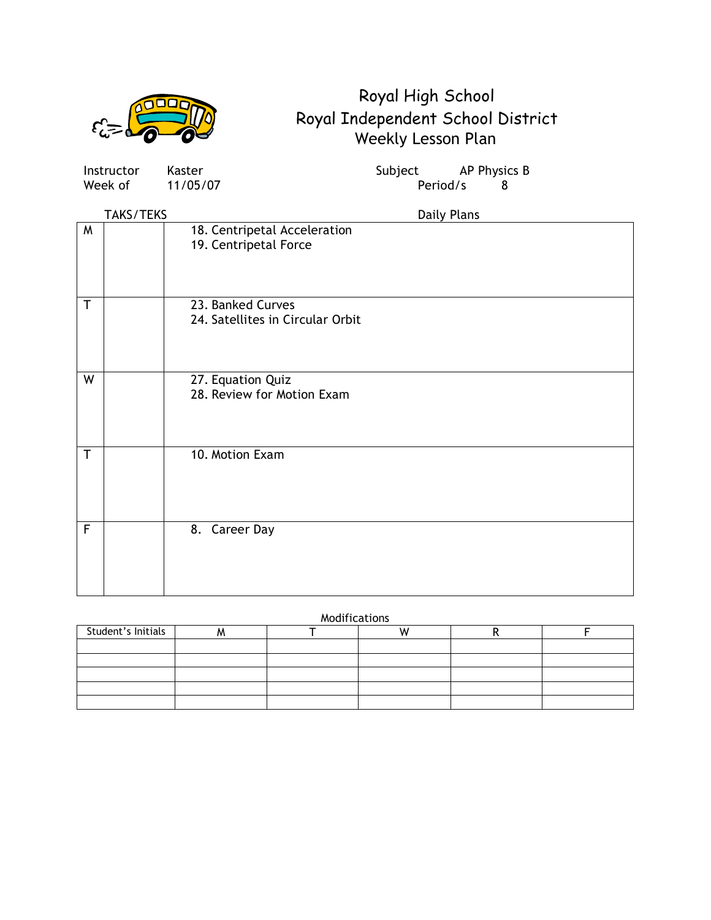# Royal High School
# Royal Independent School District
# Weekly Lesson Plan

Instructor Kaster
Week of 11/05/07

Subject AP Physics B
Period/s 8

| | TAKS/TEKS | Daily Plans |
|---|---|---|
| M | | 18. Centripetal Acceleration<br>19. Centripetal Force |
| T | | 23. Banked Curves<br>24. Satellites in Circular Orbit |
| W | | 27. Equation Quiz<br>28. Review for Motion Exam |
| T | | 10. Motion Exam |
| F | | 8. Career Day |

Modifications

| Student's Initials | M | T | W | R | F |
|---|---|---|---|---|---|
| | | | | | |
| | | | | | |
| | | | | | |
| | | | | | |
| | | | | | |